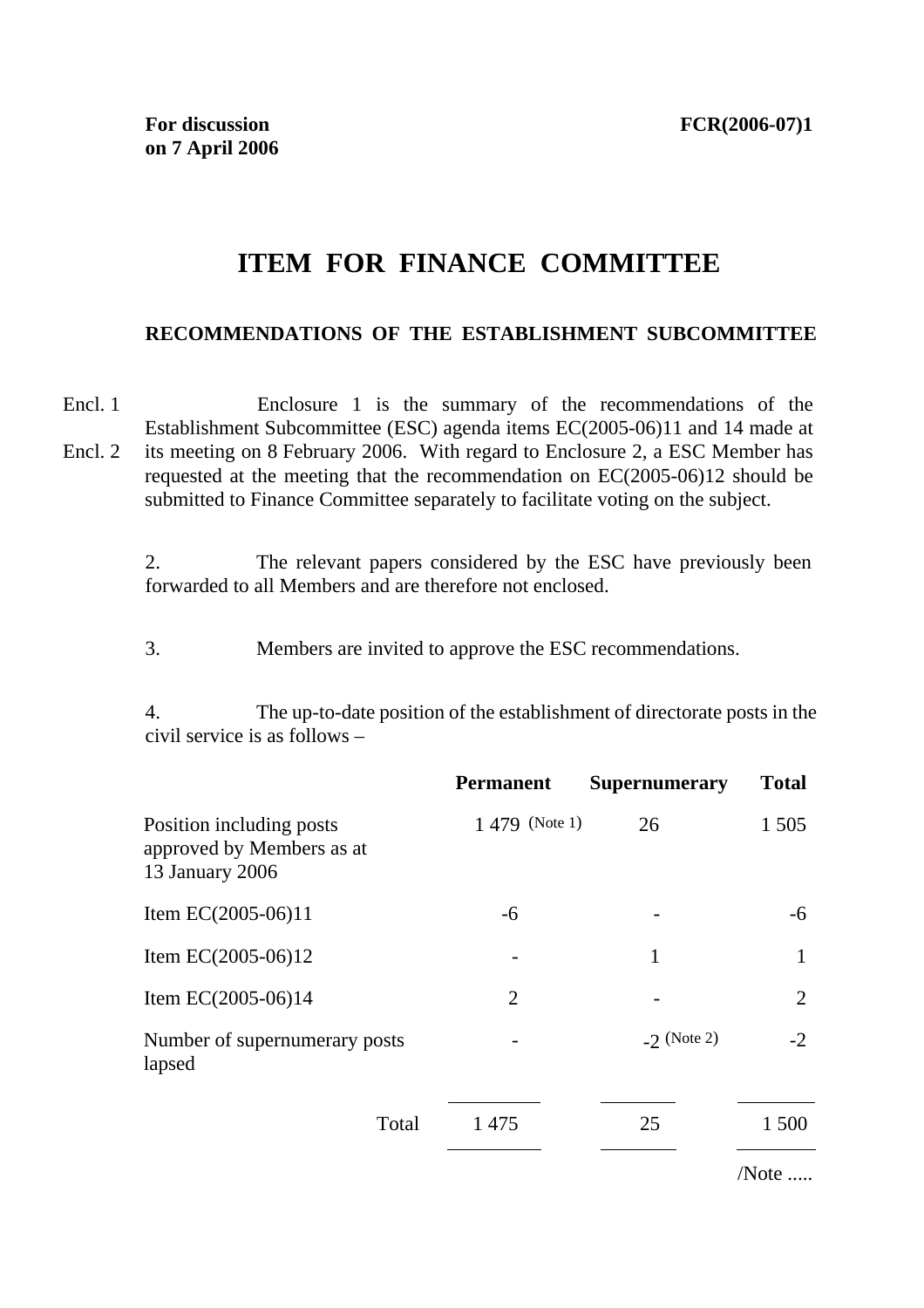**For discussion**
**on 7 April 2006**

**FCR(2006-07)1**

# ITEM FOR FINANCE COMMITTEE

## RECOMMENDATIONS OF THE ESTABLISHMENT SUBCOMMITTEE

Encl. 1
Encl. 2

Enclosure 1 is the summary of the recommendations of the Establishment Subcommittee (ESC) agenda items EC(2005-06)11 and 14 made at its meeting on 8 February 2006. With regard to Enclosure 2, a ESC Member has requested at the meeting that the recommendation on EC(2005-06)12 should be submitted to Finance Committee separately to facilitate voting on the subject.

2. The relevant papers considered by the ESC have previously been forwarded to all Members and are therefore not enclosed.

3. Members are invited to approve the ESC recommendations.

4. The up-to-date position of the establishment of directorate posts in the civil service is as follows –

| | **Permanent** | **Supernumerary** | **Total** |
|---|---|---|---|
| Position including posts approved by Members as at 13 January 2006 | 1 479 (Note 1) | 26 | 1 505 |
| Item EC(2005-06)11 | -6 | - | -6 |
| Item EC(2005-06)12 | - | 1 | 1 |
| Item EC(2005-06)14 | 2 | - | 2 |
| Number of supernumerary posts lapsed | - | -2 (Note 2) | -2 |
| Total | 1 475 | 25 | 1 500 |

/Note .....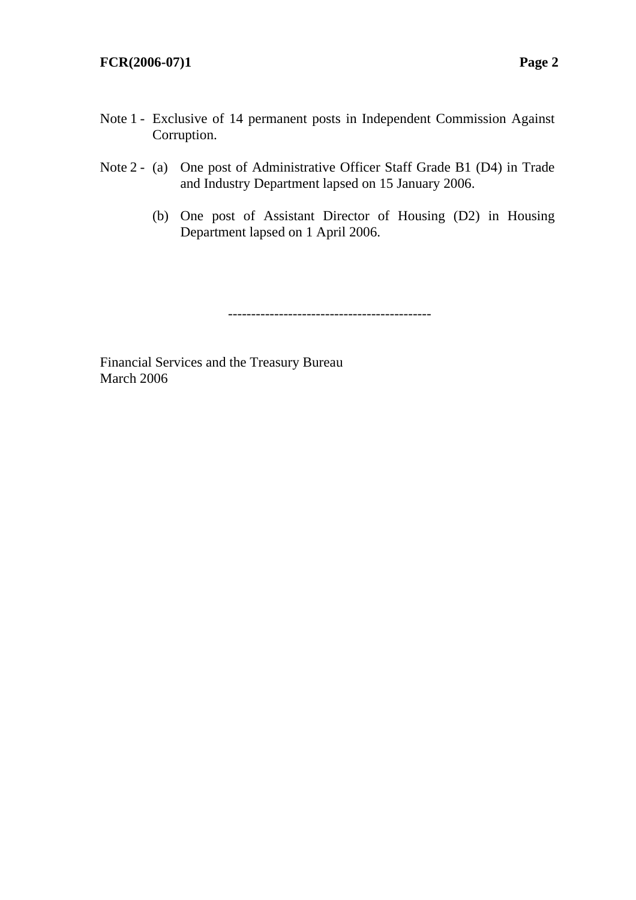Note 1 - Exclusive of 14 permanent posts in Independent Commission Against Corruption.

Note 2 - (a) One post of Administrative Officer Staff Grade B1 (D4) in Trade and Industry Department lapsed on 15 January 2006.

(b) One post of Assistant Director of Housing (D2) in Housing Department lapsed on 1 April 2006.

--------------------------------------------

Financial Services and the Treasury Bureau
March 2006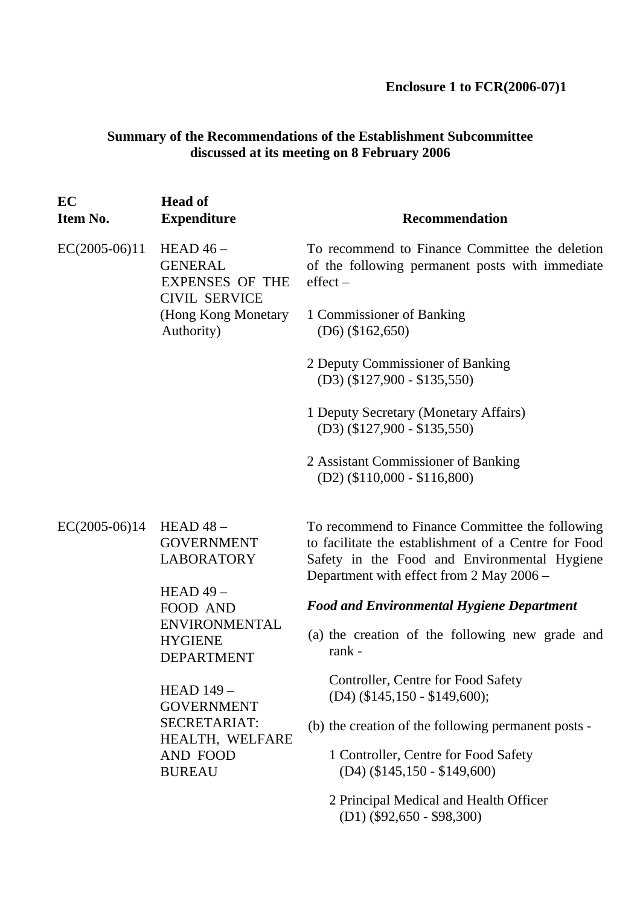**Enclosure 1 to FCR(2006-07)1**

**Summary of the Recommendations of the Establishment Subcommittee discussed at its meeting on 8 February 2006**

| EC Item No. | Head of Expenditure | Recommendation |
|---|---|---|
| EC(2005-06)11 | HEAD 46 – GENERAL EXPENSES OF THE CIVIL SERVICE (Hong Kong Monetary Authority) | To recommend to Finance Committee the deletion of the following permanent posts with immediate effect –<br><br>1 Commissioner of Banking (D6) ($162,650)<br><br>2 Deputy Commissioner of Banking (D3) ($127,900 - $135,550)<br><br>1 Deputy Secretary (Monetary Affairs) (D3) ($127,900 - $135,550)<br><br>2 Assistant Commissioner of Banking (D2) ($110,000 - $116,800) |
| EC(2005-06)14 | HEAD 48 – GOVERNMENT LABORATORY<br><br>HEAD 49 – FOOD AND ENVIRONMENTAL HYGIENE DEPARTMENT<br><br>HEAD 149 – GOVERNMENT SECRETARIAT: HEALTH, WELFARE AND FOOD BUREAU | To recommend to Finance Committee the following to facilitate the establishment of a Centre for Food Safety in the Food and Environmental Hygiene Department with effect from 2 May 2006 –<br><br>***Food and Environmental Hygiene Department***<br><br>(a) the creation of the following new grade and rank -<br><br>Controller, Centre for Food Safety (D4) ($145,150 - $149,600);<br><br>(b) the creation of the following permanent posts -<br><br>1 Controller, Centre for Food Safety (D4) ($145,150 - $149,600)<br><br>2 Principal Medical and Health Officer (D1) ($92,650 - $98,300) |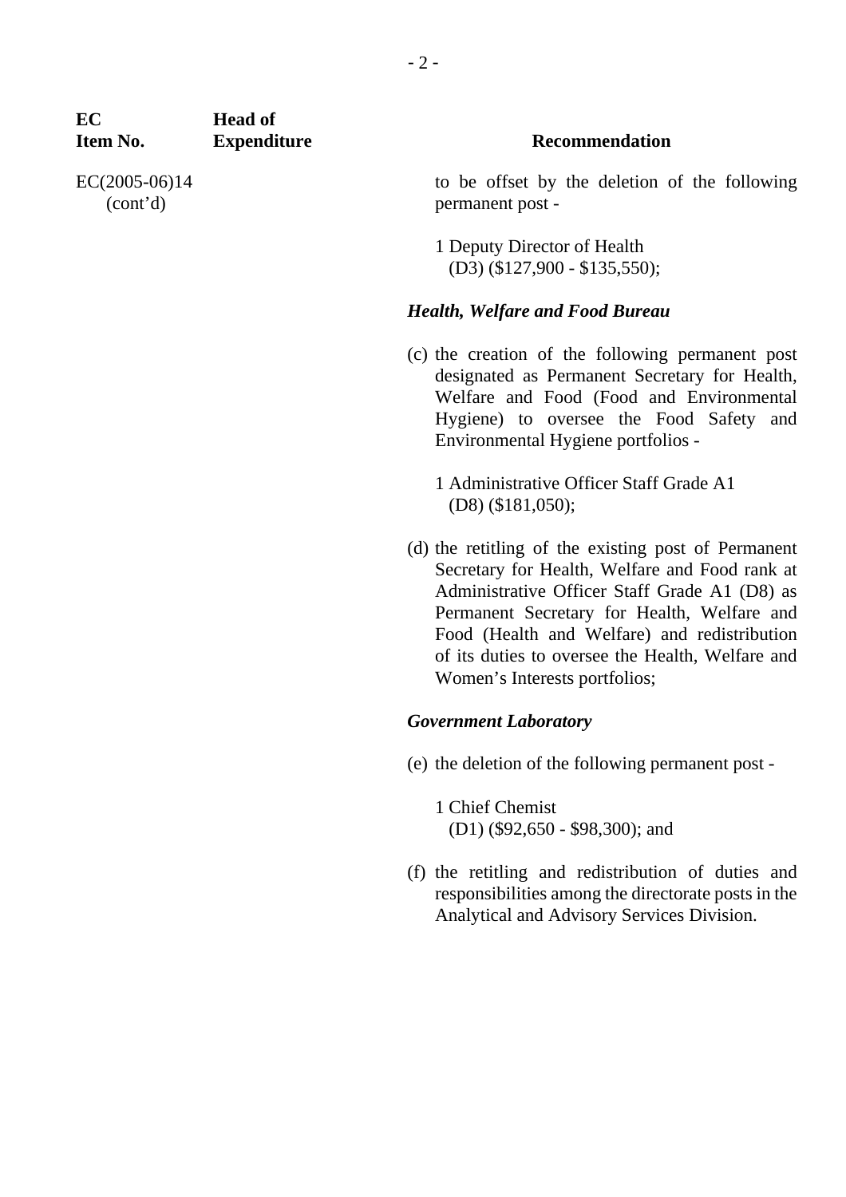| EC Item No. | Head of Expenditure | Recommendation |
|---|---|---|
| EC(2005-06)14 (cont'd) | | to be offset by the deletion of the following permanent post - |

1 Deputy Director of Health
(D3) ($127,900 - $135,550);

***Health, Welfare and Food Bureau***

(c) the creation of the following permanent post designated as Permanent Secretary for Health, Welfare and Food (Food and Environmental Hygiene) to oversee the Food Safety and Environmental Hygiene portfolios -

1 Administrative Officer Staff Grade A1
(D8) ($181,050);

(d) the retitling of the existing post of Permanent Secretary for Health, Welfare and Food rank at Administrative Officer Staff Grade A1 (D8) as Permanent Secretary for Health, Welfare and Food (Health and Welfare) and redistribution of its duties to oversee the Health, Welfare and Women's Interests portfolios;

***Government Laboratory***

(e) the deletion of the following permanent post -

1 Chief Chemist
(D1) ($92,650 - $98,300); and

(f) the retitling and redistribution of duties and responsibilities among the directorate posts in the Analytical and Advisory Services Division.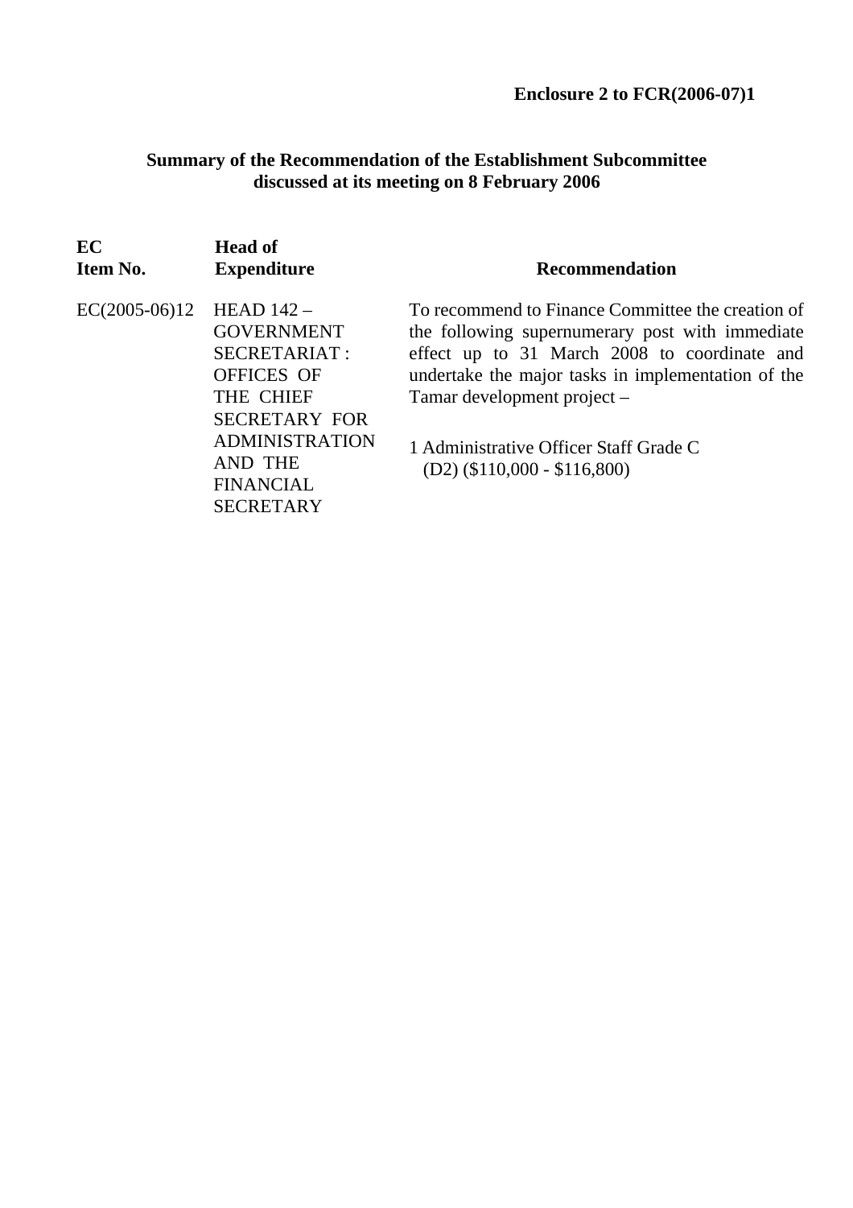**Enclosure 2 to FCR(2006-07)1**

**Summary of the Recommendation of the Establishment Subcommittee discussed at its meeting on 8 February 2006**

| **EC Item No.** | **Head of Expenditure** | **Recommendation** |
|---|---|---|
| EC(2005-06)12 | HEAD 142 – GOVERNMENT SECRETARIAT : OFFICES OF THE CHIEF SECRETARY FOR ADMINISTRATION AND THE FINANCIAL SECRETARY | To recommend to Finance Committee the creation of the following supernumerary post with immediate effect up to 31 March 2008 to coordinate and undertake the major tasks in implementation of the Tamar development project –<br><br>1 Administrative Officer Staff Grade C (D2) ($110,000 - $116,800) |